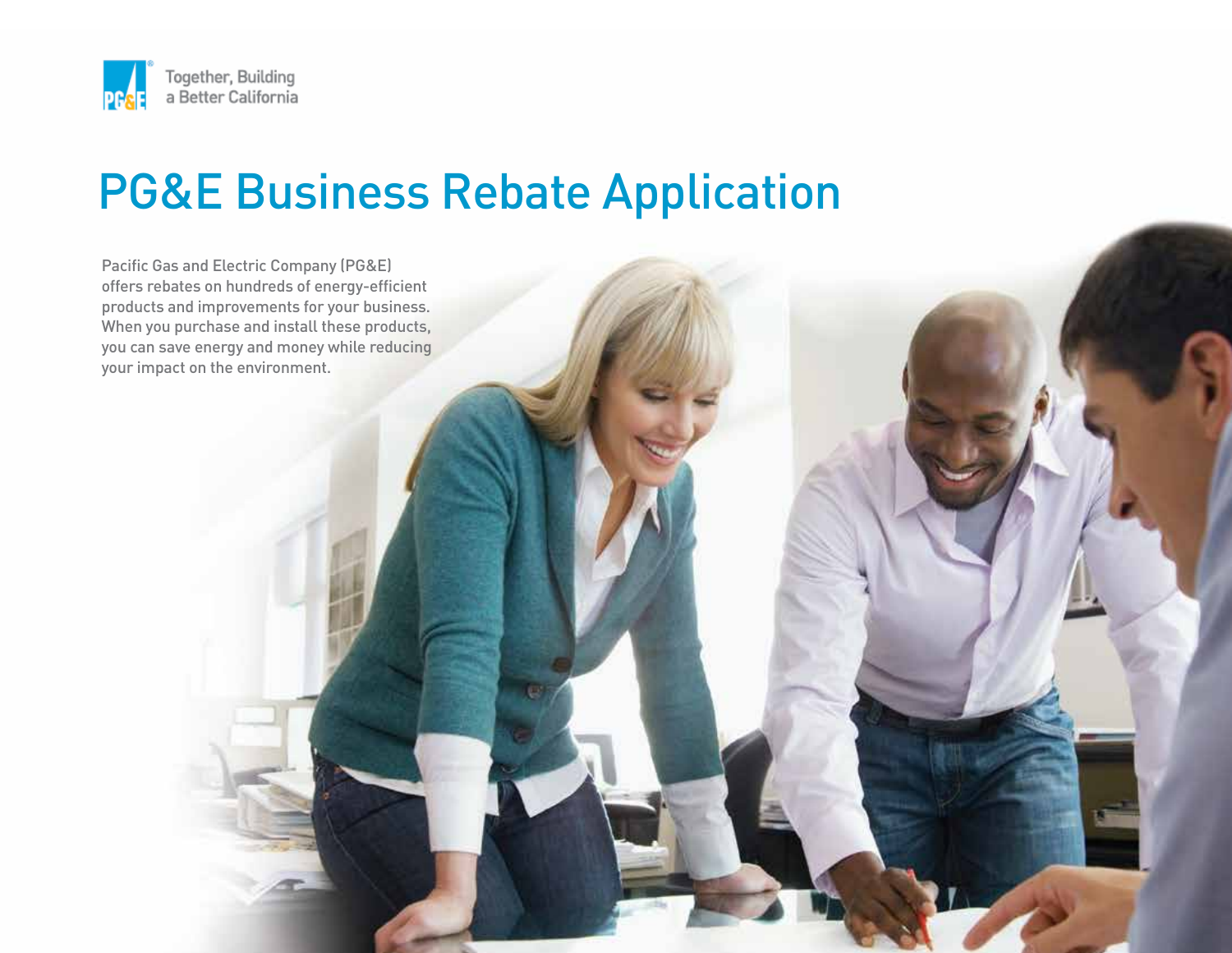Together, Building a Better California

# PG&E Business Rebate Application

Pacific Gas and Electric Company (PG&E) offers rebates on hundreds of energy-efficient products and improvements for your business. When you purchase and install these products, you can save energy and money while reducing your impact on the environment.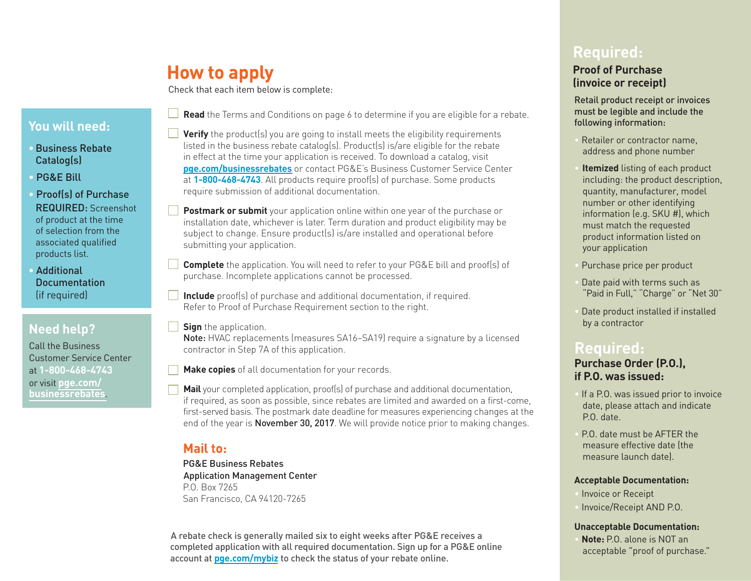## You will need:

- Business Rebate Catalog(s)
- PG&E Bill
- Proof(s) of Purchase
  REQUIRED: Screenshot of product at the time of selection from the associated qualified products list.
- Additional Documentation (if required)

## Need help?

Call the Business Customer Service Center at **1-800-468-4743** or visit **pge.com/businessrebates**.

# How to apply

Check that each item below is complete:

- [ ] **Read** the Terms and Conditions on page 6 to determine if you are eligible for a rebate.
- [ ] **Verify** the product(s) you are going to install meets the eligibility requirements listed in the business rebate catalog(s). Product(s) is/are eligible for the rebate in effect at the time your application is received. To download a catalog, visit **pge.com/businessrebates** or contact PG&E's Business Customer Service Center at **1-800-468-4743**. All products require proof(s) of purchase. Some products require submission of additional documentation.
- [ ] **Postmark or submit** your application online within one year of the purchase or installation date, whichever is later. Term duration and product eligibility may be subject to change. Ensure product(s) is/are installed and operational before submitting your application.
- [ ] **Complete** the application. You will need to refer to your PG&E bill and proof(s) of purchase. Incomplete applications cannot be processed.
- [ ] **Include** proof(s) of purchase and additional documentation, if required. Refer to Proof of Purchase Requirement section to the right.
- [ ] **Sign** the application.
  **Note:** HVAC replacements (measures SA16–SA19) require a signature by a licensed contractor in Step 7A of this application.
- [ ] **Make copies** of all documentation for your records.
- [ ] **Mail** your completed application, proof(s) of purchase and additional documentation, if required, as soon as possible, since rebates are limited and awarded on a first-come, first-served basis. The postmark date deadline for measures experiencing changes at the end of the year is **November 30, 2017**. We will provide notice prior to making changes.

## Mail to:

PG&E Business Rebates
Application Management Center
P.O. Box 7265
San Francisco, CA 94120-7265

A rebate check is generally mailed six to eight weeks after PG&E receives a completed application with all required documentation. Sign up for a PG&E online account at **pge.com/mybiz** to check the status of your rebate online.

## Required:

### Proof of Purchase (invoice or receipt)

Retail product receipt or invoices must be legible and include the following information:

- Retailer or contractor name, address and phone number
- **Itemized** listing of each product including: the product description, quantity, manufacturer, model number or other identifying information (e.g. SKU #), which must match the requested product information listed on your application
- Purchase price per product
- Date paid with terms such as "Paid in Full," "Charge" or "Net 30"
- Date product installed if installed by a contractor

## Required:

### Purchase Order (P.O.), if P.O. was issued:

- If a P.O. was issued prior to invoice date, please attach and indicate P.O. date.
- P.O. date must be AFTER the measure effective date (the measure launch date).

**Acceptable Documentation:**

- Invoice or Receipt
- Invoice/Receipt AND P.O.

**Unacceptable Documentation:**

- **Note:** P.O. alone is NOT an acceptable "proof of purchase."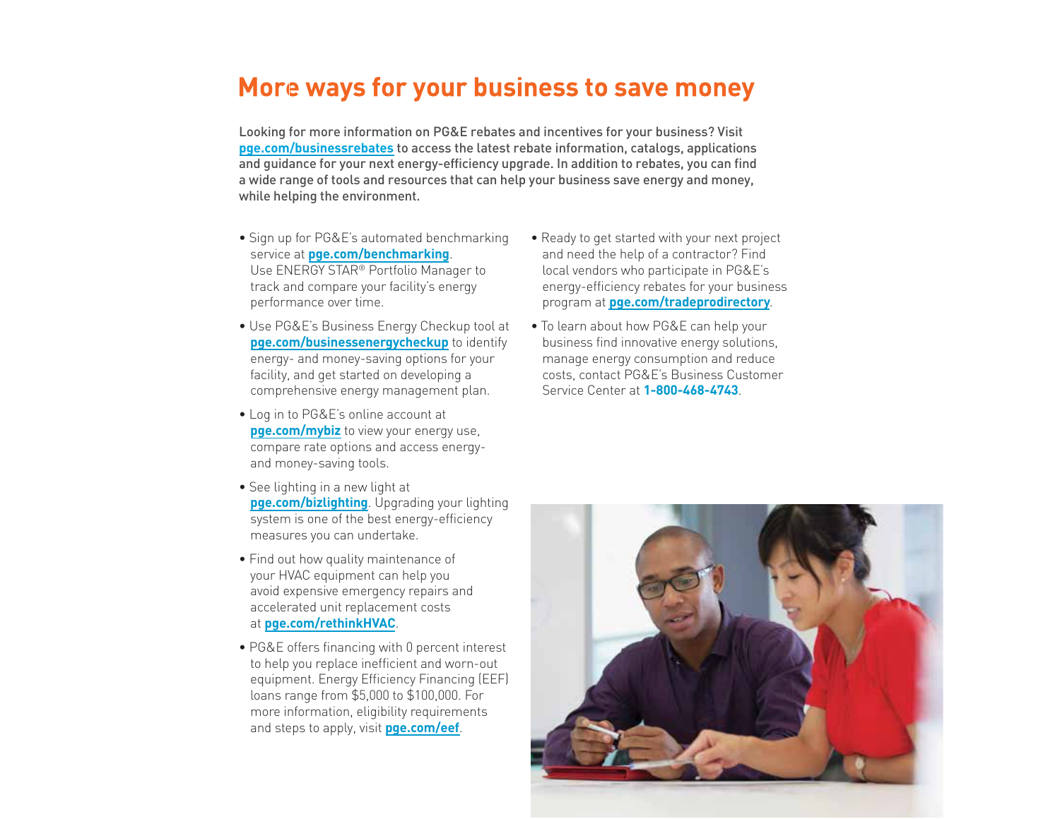# More ways for your business to save money

Looking for more information on PG&E rebates and incentives for your business? Visit **pge.com/businessrebates** to access the latest rebate information, catalogs, applications and guidance for your next energy-efficiency upgrade. In addition to rebates, you can find a wide range of tools and resources that can help your business save energy and money, while helping the environment.

- Sign up for PG&E's automated benchmarking service at **pge.com/benchmarking**. Use ENERGY STAR® Portfolio Manager to track and compare your facility's energy performance over time.
- Use PG&E's Business Energy Checkup tool at **pge.com/businessenergycheckup** to identify energy- and money-saving options for your facility, and get started on developing a comprehensive energy management plan.
- Log in to PG&E's online account at **pge.com/mybiz** to view your energy use, compare rate options and access energy- and money-saving tools.
- See lighting in a new light at **pge.com/bizlighting**. Upgrading your lighting system is one of the best energy-efficiency measures you can undertake.
- Find out how quality maintenance of your HVAC equipment can help you avoid expensive emergency repairs and accelerated unit replacement costs at **pge.com/rethinkHVAC**.
- PG&E offers financing with 0 percent interest to help you replace inefficient and worn-out equipment. Energy Efficiency Financing (EEF) loans range from $5,000 to $100,000. For more information, eligibility requirements and steps to apply, visit **pge.com/eef**.
- Ready to get started with your next project and need the help of a contractor? Find local vendors who participate in PG&E's energy-efficiency rebates for your business program at **pge.com/tradeprodirectory**.
- To learn about how PG&E can help your business find innovative energy solutions, manage energy consumption and reduce costs, contact PG&E's Business Customer Service Center at **1-800-468-4743**.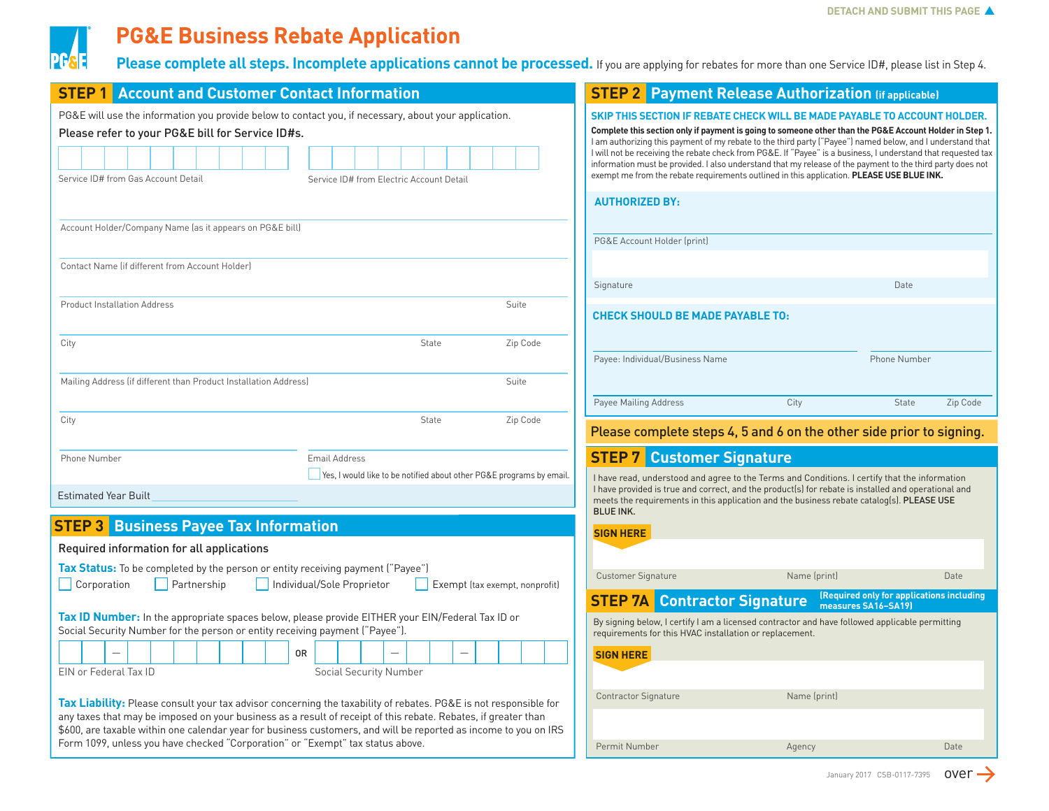DETACH AND SUBMIT THIS PAGE

# PG&E Business Rebate Application

**Please complete all steps. Incomplete applications cannot be processed.** If you are applying for rebates for more than one Service ID#, please list in Step 4.

## STEP 1 Account and Customer Contact Information

PG&E will use the information you provide below to contact you, if necessary, about your application.

Please refer to your PG&E bill for Service ID#s.

Service ID# from Gas Account Detail

Service ID# from Electric Account Detail

Account Holder/Company Name (as it appears on PG&E bill)

Contact Name (if different from Account Holder)

Product Installation Address | Suite

City | State | Zip Code

Mailing Address (if different than Product Installation Address) | Suite

City | State | Zip Code

Phone Number

Email Address

☐ Yes, I would like to be notified about other PG&E programs by email.

Estimated Year Built

## STEP 3 Business Payee Tax Information

Required information for all applications

**Tax Status:** To be completed by the person or entity receiving payment ("Payee")

☐ Corporation ☐ Partnership ☐ Individual/Sole Proprietor ☐ Exempt (tax exempt, nonprofit)

**Tax ID Number:** In the appropriate spaces below, please provide EITHER your EIN/Federal Tax ID or Social Security Number for the person or entity receiving payment ("Payee").

EIN or Federal Tax ID OR Social Security Number

**Tax Liability:** Please consult your tax advisor concerning the taxability of rebates. PG&E is not responsible for any taxes that may be imposed on your business as a result of receipt of this rebate. Rebates, if greater than $600, are taxable within one calendar year for business customers, and will be reported as income to you on IRS Form 1099, unless you have checked "Corporation" or "Exempt" tax status above.

## STEP 2 Payment Release Authorization (if applicable)

**SKIP THIS SECTION IF REBATE CHECK WILL BE MADE PAYABLE TO ACCOUNT HOLDER.**

**Complete this section only if payment is going to someone other than the PG&E Account Holder in Step 1.** I am authorizing this payment of my rebate to the third party ("Payee") named below, and I understand that I will not be receiving the rebate check from PG&E. If "Payee" is a business, I understand that requested tax information must be provided. I also understand that my release of the payment to the third party does not exempt me from the rebate requirements outlined in this application. **PLEASE USE BLUE INK.**

**AUTHORIZED BY:**

PG&E Account Holder (print)

Signature | Date

**CHECK SHOULD BE MADE PAYABLE TO:**

Payee: Individual/Business Name | Phone Number

Payee Mailing Address | City | State | Zip Code

**Please complete steps 4, 5 and 6 on the other side prior to signing.**

## STEP 7 Customer Signature

I have read, understood and agree to the Terms and Conditions. I certify that the information I have provided is true and correct, and the product(s) for rebate is installed and operational and meets the requirements in this application and the business rebate catalog(s). **PLEASE USE BLUE INK.**

**SIGN HERE**

Customer Signature | Name (print) | Date

## STEP 7A Contractor Signature (Required only for applications including measures SA16–SA19)

By signing below, I certify I am a licensed contractor and have followed applicable permitting requirements for this HVAC installation or replacement.

**SIGN HERE**

Contractor Signature | Name (print)

Permit Number | Agency | Date

January 2017 CSB-0117-7395 over →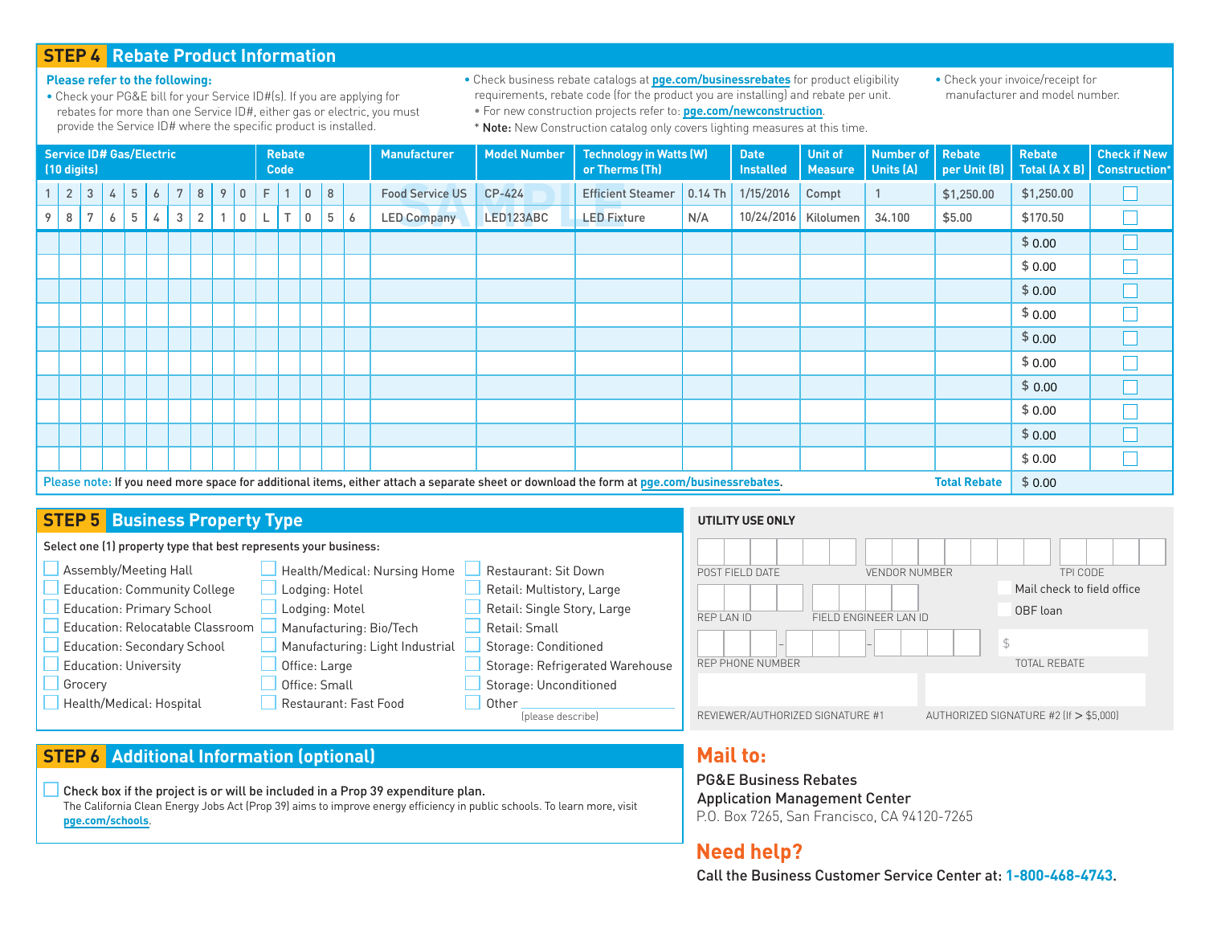## STEP 4 Rebate Product Information

**Please refer to the following:**

- Check your PG&E bill for your Service ID#(s). If you are applying for rebates for more than one Service ID#, either gas or electric, you must provide the Service ID# where the specific product is installed.
- Check business rebate catalogs at **pge.com/businessrebates** for product eligibility requirements, rebate code (for the product you are installing) and rebate per unit.
- For new construction projects refer to: **pge.com/newconstruction**.
- \* **Note:** New Construction catalog only covers lighting measures at this time.
- Check your invoice/receipt for manufacturer and model number.

| Service ID# Gas/Electric (10 digits) | Rebate Code | Manufacturer | Model Number | Technology in Watts (W) or Therms (Th) | | Date Installed | Unit of Measure | Number of Units (A) | Rebate per Unit (B) | Rebate Total (A X B) | Check if New Construction* |
|---|---|---|---|---|---|---|---|---|---|---|---|
| 1 2 3 4 5 6 7 8 9 0 | F 1 0 8 | Food Service US | CP-424 | Efficient Steamer | 0.14 Th | 1/15/2016 | Compt | 1 | $1,250.00 | $1,250.00 | ☐ |
| 9 8 7 6 5 4 3 2 1 0 | L T 0 5 6 | LED Company | LED123ABC | LED Fixture | N/A | 10/24/2016 | Kilolumen | 34.100 | $5.00 | $170.50 | ☐ |
| | | | | | | | | | | $ 0.00 | ☐ |
| | | | | | | | | | | $ 0.00 | ☐ |
| | | | | | | | | | | $ 0.00 | ☐ |
| | | | | | | | | | | $ 0.00 | ☐ |
| | | | | | | | | | | $ 0.00 | ☐ |
| | | | | | | | | | | $ 0.00 | ☐ |
| | | | | | | | | | | $ 0.00 | ☐ |
| | | | | | | | | | | $ 0.00 | ☐ |
| | | | | | | | | | | $ 0.00 | ☐ |
| | | | | | | | | | | $ 0.00 | ☐ |
| | | | | | | | | | **Total Rebate** | $ 0.00 | |

SAMPLE

Please note: **If you need more space for additional items, either attach a separate sheet or download the form at pge.com/businessrebates.**

## STEP 5 Business Property Type

Select one (1) property type that best represents your business:

- ☐ Assembly/Meeting Hall
- ☐ Education: Community College
- ☐ Education: Primary School
- ☐ Education: Relocatable Classroom
- ☐ Education: Secondary School
- ☐ Education: University
- ☐ Grocery
- ☐ Health/Medical: Hospital
- ☐ Health/Medical: Nursing Home
- ☐ Lodging: Hotel
- ☐ Lodging: Motel
- ☐ Manufacturing: Bio/Tech
- ☐ Manufacturing: Light Industrial
- ☐ Office: Large
- ☐ Office: Small
- ☐ Restaurant: Fast Food
- ☐ Restaurant: Sit Down
- ☐ Retail: Multistory, Large
- ☐ Retail: Single Story, Large
- ☐ Retail: Small
- ☐ Storage: Conditioned
- ☐ Storage: Refrigerated Warehouse
- ☐ Storage: Unconditioned
- ☐ Other ____________ (please describe)

**UTILITY USE ONLY**

POST FIELD DATE | VENDOR NUMBER | TPI CODE

REP LAN ID | FIELD ENGINEER LAN ID

☐ Mail check to field office

☐ OBF loan

REP PHONE NUMBER ___ - ___ - ___

$ ______ TOTAL REBATE

REVIEWER/AUTHORIZED SIGNATURE #1

AUTHORIZED SIGNATURE #2 (If > $5,000)

## STEP 6 Additional Information (optional)

☐ **Check box if the project is or will be included in a Prop 39 expenditure plan.**
The California Clean Energy Jobs Act (Prop 39) aims to improve energy efficiency in public schools. To learn more, visit **pge.com/schools**.

## Mail to:

**PG&E Business Rebates**
**Application Management Center**
P.O. Box 7265, San Francisco, CA 94120-7265

## Need help?

Call the Business Customer Service Center at: **1-800-468-4743**.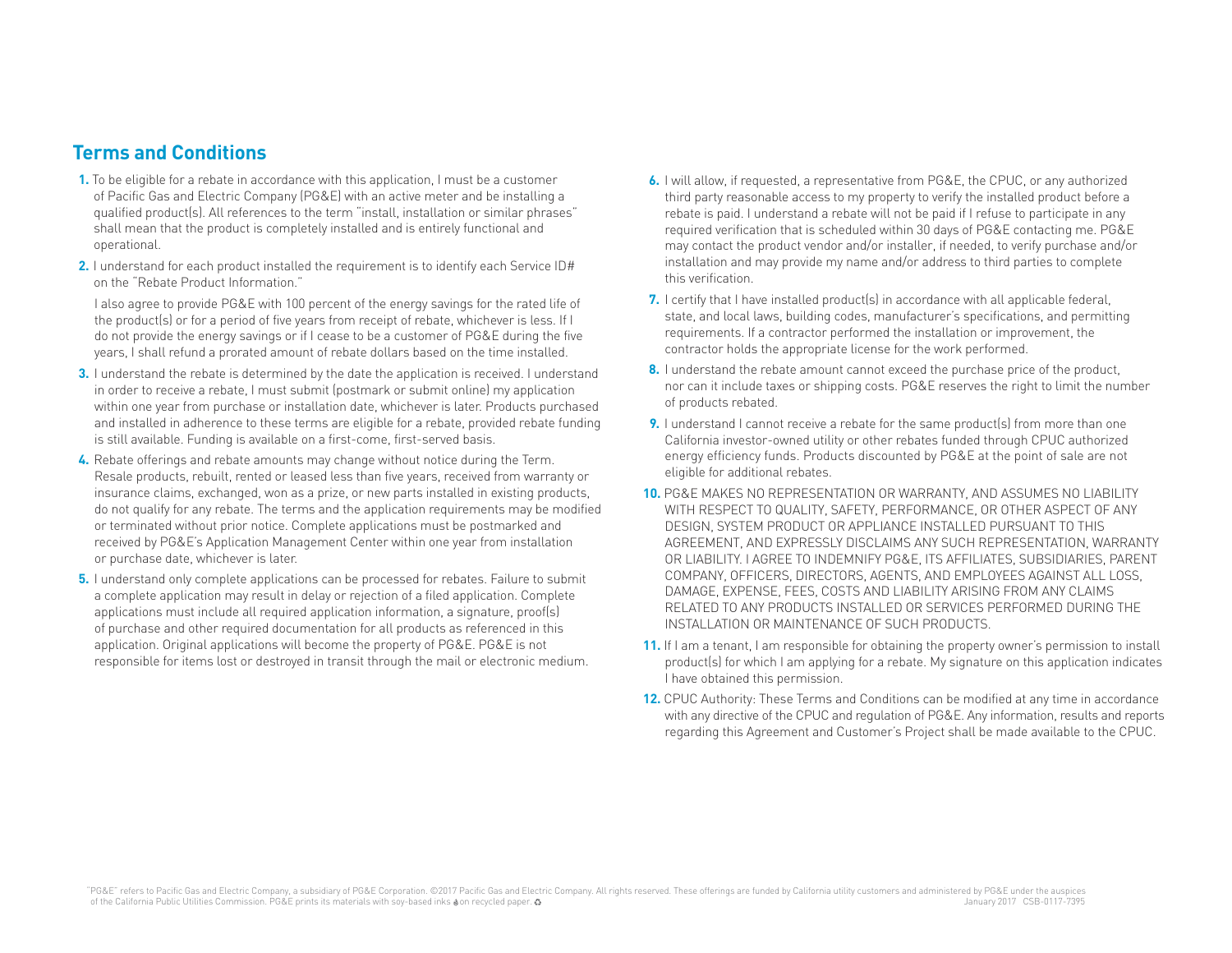## Terms and Conditions

1. To be eligible for a rebate in accordance with this application, I must be a customer of Pacific Gas and Electric Company (PG&E) with an active meter and be installing a qualified product(s). All references to the term "install, installation or similar phrases" shall mean that the product is completely installed and is entirely functional and operational.

2. I understand for each product installed the requirement is to identify each Service ID# on the "Rebate Product Information."

   I also agree to provide PG&E with 100 percent of the energy savings for the rated life of the product(s) or for a period of five years from receipt of rebate, whichever is less. If I do not provide the energy savings or if I cease to be a customer of PG&E during the five years, I shall refund a prorated amount of rebate dollars based on the time installed.

3. I understand the rebate is determined by the date the application is received. I understand in order to receive a rebate, I must submit (postmark or submit online) my application within one year from purchase or installation date, whichever is later. Products purchased and installed in adherence to these terms are eligible for a rebate, provided rebate funding is still available. Funding is available on a first-come, first-served basis.

4. Rebate offerings and rebate amounts may change without notice during the Term. Resale products, rebuilt, rented or leased less than five years, received from warranty or insurance claims, exchanged, won as a prize, or new parts installed in existing products, do not qualify for any rebate. The terms and the application requirements may be modified or terminated without prior notice. Complete applications must be postmarked and received by PG&E's Application Management Center within one year from installation or purchase date, whichever is later.

5. I understand only complete applications can be processed for rebates. Failure to submit a complete application may result in delay or rejection of a filed application. Complete applications must include all required application information, a signature, proof(s) of purchase and other required documentation for all products as referenced in this application. Original applications will become the property of PG&E. PG&E is not responsible for items lost or destroyed in transit through the mail or electronic medium.

6. I will allow, if requested, a representative from PG&E, the CPUC, or any authorized third party reasonable access to my property to verify the installed product before a rebate is paid. I understand a rebate will not be paid if I refuse to participate in any required verification that is scheduled within 30 days of PG&E contacting me. PG&E may contact the product vendor and/or installer, if needed, to verify purchase and/or installation and may provide my name and/or address to third parties to complete this verification.

7. I certify that I have installed product(s) in accordance with all applicable federal, state, and local laws, building codes, manufacturer's specifications, and permitting requirements. If a contractor performed the installation or improvement, the contractor holds the appropriate license for the work performed.

8. I understand the rebate amount cannot exceed the purchase price of the product, nor can it include taxes or shipping costs. PG&E reserves the right to limit the number of products rebated.

9. I understand I cannot receive a rebate for the same product(s) from more than one California investor-owned utility or other rebates funded through CPUC authorized energy efficiency funds. Products discounted by PG&E at the point of sale are not eligible for additional rebates.

10. PG&E MAKES NO REPRESENTATION OR WARRANTY, AND ASSUMES NO LIABILITY WITH RESPECT TO QUALITY, SAFETY, PERFORMANCE, OR OTHER ASPECT OF ANY DESIGN, SYSTEM PRODUCT OR APPLIANCE INSTALLED PURSUANT TO THIS AGREEMENT, AND EXPRESSLY DISCLAIMS ANY SUCH REPRESENTATION, WARRANTY OR LIABILITY. I AGREE TO INDEMNIFY PG&E, ITS AFFILIATES, SUBSIDIARIES, PARENT COMPANY, OFFICERS, DIRECTORS, AGENTS, AND EMPLOYEES AGAINST ALL LOSS, DAMAGE, EXPENSE, FEES, COSTS AND LIABILITY ARISING FROM ANY CLAIMS RELATED TO ANY PRODUCTS INSTALLED OR SERVICES PERFORMED DURING THE INSTALLATION OR MAINTENANCE OF SUCH PRODUCTS.

11. If I am a tenant, I am responsible for obtaining the property owner's permission to install product(s) for which I am applying for a rebate. My signature on this application indicates I have obtained this permission.

12. CPUC Authority: These Terms and Conditions can be modified at any time in accordance with any directive of the CPUC and regulation of PG&E. Any information, results and reports regarding this Agreement and Customer's Project shall be made available to the CPUC.

"PG&E" refers to Pacific Gas and Electric Company, a subsidiary of PG&E Corporation. ©2017 Pacific Gas and Electric Company. All rights reserved. These offerings are funded by California utility customers and administered by PG&E under the auspices of the California Public Utilities Commission. PG&E prints its materials with soy-based inks on recycled paper.

January 2017 CSB-0117-7395